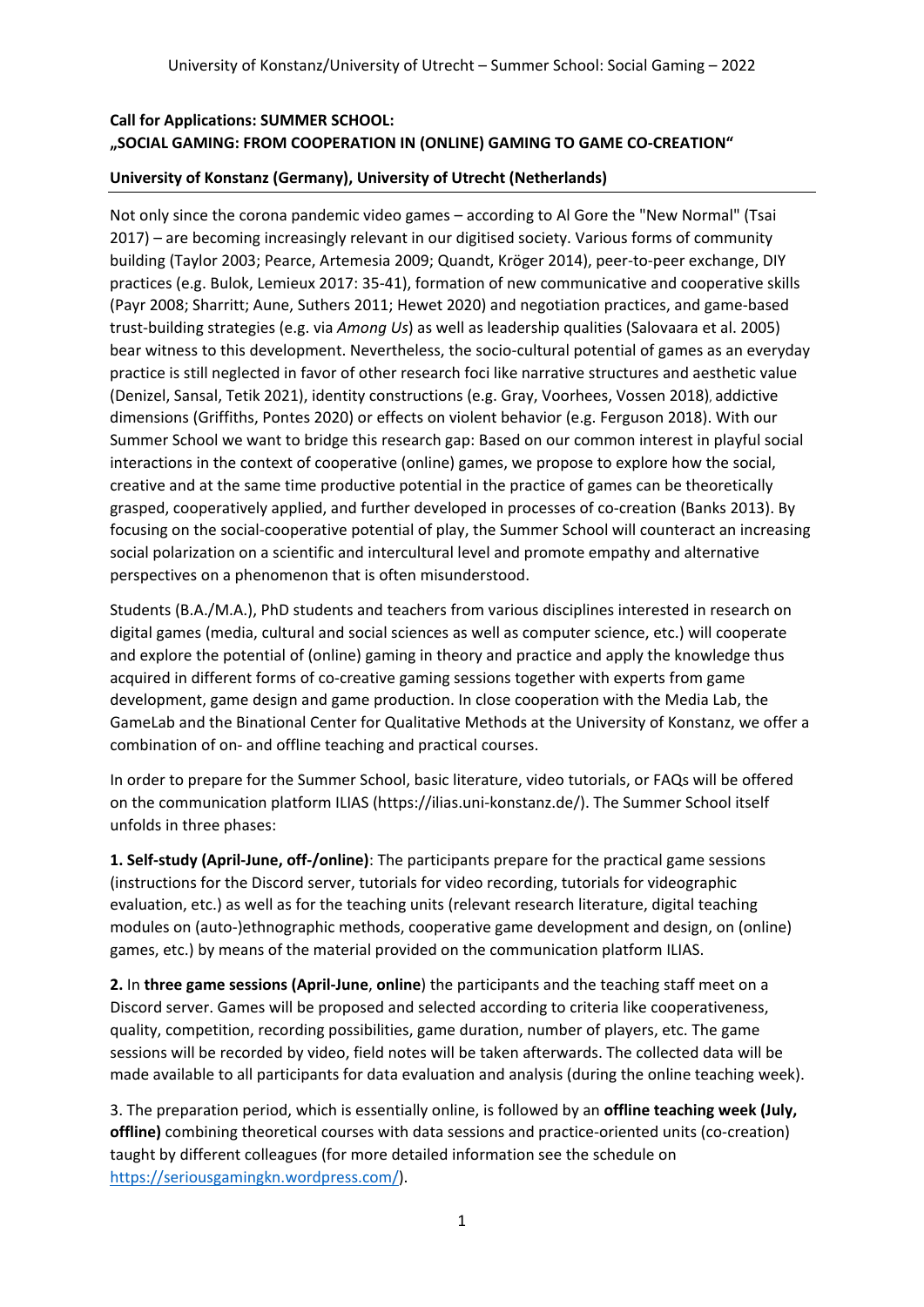**Call for Applications: SUMMER SCHOOL:**
**„SOCIAL GAMING: FROM COOPERATION IN (ONLINE) GAMING TO GAME CO-CREATION"**

**University of Konstanz (Germany), University of Utrecht (Netherlands)**

---

Not only since the corona pandemic video games – according to Al Gore the "New Normal" (Tsai 2017) – are becoming increasingly relevant in our digitised society. Various forms of community building (Taylor 2003; Pearce, Artemesia 2009; Quandt, Kröger 2014), peer-to-peer exchange, DIY practices (e.g. Bulok, Lemieux 2017: 35-41), formation of new communicative and cooperative skills (Payr 2008; Sharritt; Aune, Suthers 2011; Hewet 2020) and negotiation practices, and game-based trust-building strategies (e.g. via *Among Us*) as well as leadership qualities (Salovaara et al. 2005) bear witness to this development. Nevertheless, the socio-cultural potential of games as an everyday practice is still neglected in favor of other research foci like narrative structures and aesthetic value (Denizel, Sansal, Tetik 2021), identity constructions (e.g. Gray, Voorhees, Vossen 2018), addictive dimensions (Griffiths, Pontes 2020) or effects on violent behavior (e.g. Ferguson 2018). With our Summer School we want to bridge this research gap: Based on our common interest in playful social interactions in the context of cooperative (online) games, we propose to explore how the social, creative and at the same time productive potential in the practice of games can be theoretically grasped, cooperatively applied, and further developed in processes of co-creation (Banks 2013). By focusing on the social-cooperative potential of play, the Summer School will counteract an increasing social polarization on a scientific and intercultural level and promote empathy and alternative perspectives on a phenomenon that is often misunderstood.

Students (B.A./M.A.), PhD students and teachers from various disciplines interested in research on digital games (media, cultural and social sciences as well as computer science, etc.) will cooperate and explore the potential of (online) gaming in theory and practice and apply the knowledge thus acquired in different forms of co-creative gaming sessions together with experts from game development, game design and game production. In close cooperation with the Media Lab, the GameLab and the Binational Center for Qualitative Methods at the University of Konstanz, we offer a combination of on- and offline teaching and practical courses.

In order to prepare for the Summer School, basic literature, video tutorials, or FAQs will be offered on the communication platform ILIAS (https://ilias.uni-konstanz.de/). The Summer School itself unfolds in three phases:

**1. Self-study (April-June, off-/online)**: The participants prepare for the practical game sessions (instructions for the Discord server, tutorials for video recording, tutorials for videographic evaluation, etc.) as well as for the teaching units (relevant research literature, digital teaching modules on (auto-)ethnographic methods, cooperative game development and design, on (online) games, etc.) by means of the material provided on the communication platform ILIAS.

**2.** In **three game sessions (April-June**, **online**) the participants and the teaching staff meet on a Discord server. Games will be proposed and selected according to criteria like cooperativeness, quality, competition, recording possibilities, game duration, number of players, etc. The game sessions will be recorded by video, field notes will be taken afterwards. The collected data will be made available to all participants for data evaluation and analysis (during the online teaching week).

3. The preparation period, which is essentially online, is followed by an **offline teaching week (July, offline)** combining theoretical courses with data sessions and practice-oriented units (co-creation) taught by different colleagues (for more detailed information see the schedule on https://seriousgamingkn.wordpress.com/).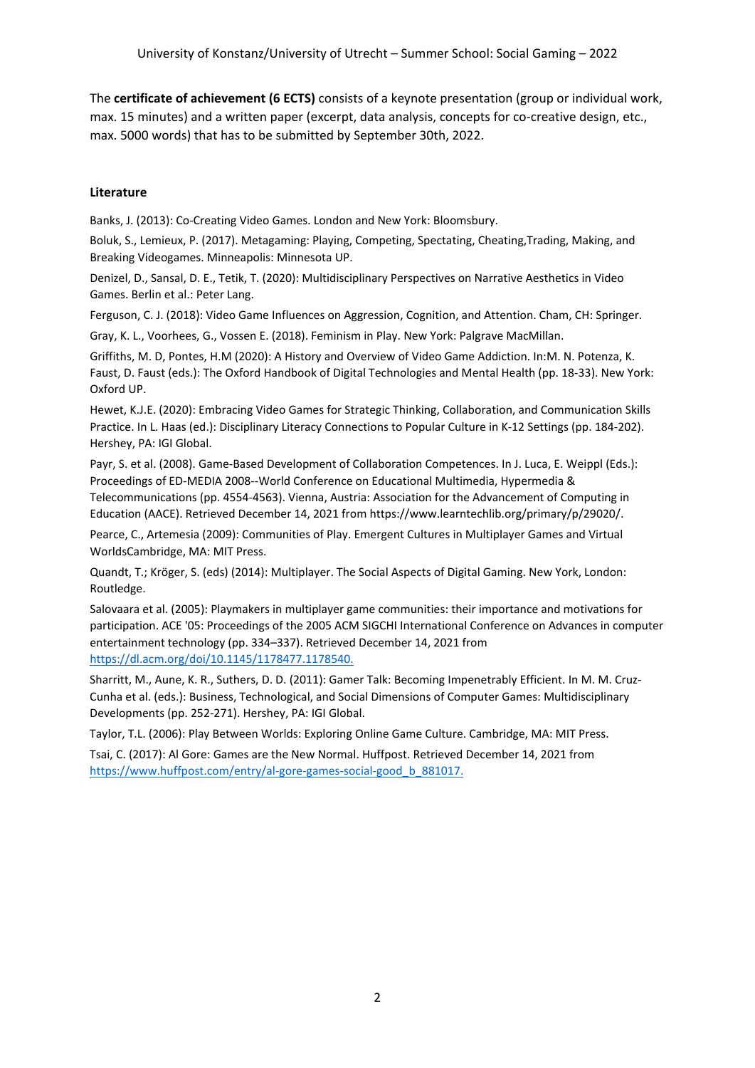The **certificate of achievement (6 ECTS)** consists of a keynote presentation (group or individual work, max. 15 minutes) and a written paper (excerpt, data analysis, concepts for co-creative design, etc., max. 5000 words) that has to be submitted by September 30th, 2022.

**Literature**

Banks, J. (2013): Co-Creating Video Games. London and New York: Bloomsbury.

Boluk, S., Lemieux, P. (2017). Metagaming: Playing, Competing, Spectating, Cheating,Trading, Making, and Breaking Videogames. Minneapolis: Minnesota UP.

Denizel, D., Sansal, D. E., Tetik, T. (2020): Multidisciplinary Perspectives on Narrative Aesthetics in Video Games. Berlin et al.: Peter Lang.

Ferguson, C. J. (2018): Video Game Influences on Aggression, Cognition, and Attention. Cham, CH: Springer.

Gray, K. L., Voorhees, G., Vossen E. (2018). Feminism in Play. New York: Palgrave MacMillan.

Griffiths, M. D, Pontes, H.M (2020): A History and Overview of Video Game Addiction. In:M. N. Potenza, K. Faust, D. Faust (eds.): The Oxford Handbook of Digital Technologies and Mental Health (pp. 18-33). New York: Oxford UP.

Hewet, K.J.E. (2020): Embracing Video Games for Strategic Thinking, Collaboration, and Communication Skills Practice. In L. Haas (ed.): Disciplinary Literacy Connections to Popular Culture in K-12 Settings (pp. 184-202). Hershey, PA: IGI Global.

Payr, S. et al. (2008). Game-Based Development of Collaboration Competences. In J. Luca, E. Weippl (Eds.): Proceedings of ED-MEDIA 2008--World Conference on Educational Multimedia, Hypermedia & Telecommunications (pp. 4554-4563). Vienna, Austria: Association for the Advancement of Computing in Education (AACE). Retrieved December 14, 2021 from https://www.learntechlib.org/primary/p/29020/.

Pearce, C., Artemesia (2009): Communities of Play. Emergent Cultures in Multiplayer Games and Virtual WorldsCambridge, MA: MIT Press.

Quandt, T.; Kröger, S. (eds) (2014): Multiplayer. The Social Aspects of Digital Gaming. New York, London: Routledge.

Salovaara et al. (2005): Playmakers in multiplayer game communities: their importance and motivations for participation. ACE '05: Proceedings of the 2005 ACM SIGCHI International Conference on Advances in computer entertainment technology (pp. 334–337). Retrieved December 14, 2021 from https://dl.acm.org/doi/10.1145/1178477.1178540.

Sharritt, M., Aune, K. R., Suthers, D. D. (2011): Gamer Talk: Becoming Impenetrably Efficient. In M. M. Cruz-Cunha et al. (eds.): Business, Technological, and Social Dimensions of Computer Games: Multidisciplinary Developments (pp. 252-271). Hershey, PA: IGI Global.

Taylor, T.L. (2006): Play Between Worlds: Exploring Online Game Culture. Cambridge, MA: MIT Press.

Tsai, C. (2017): Al Gore: Games are the New Normal. Huffpost. Retrieved December 14, 2021 from https://www.huffpost.com/entry/al-gore-games-social-good_b_881017.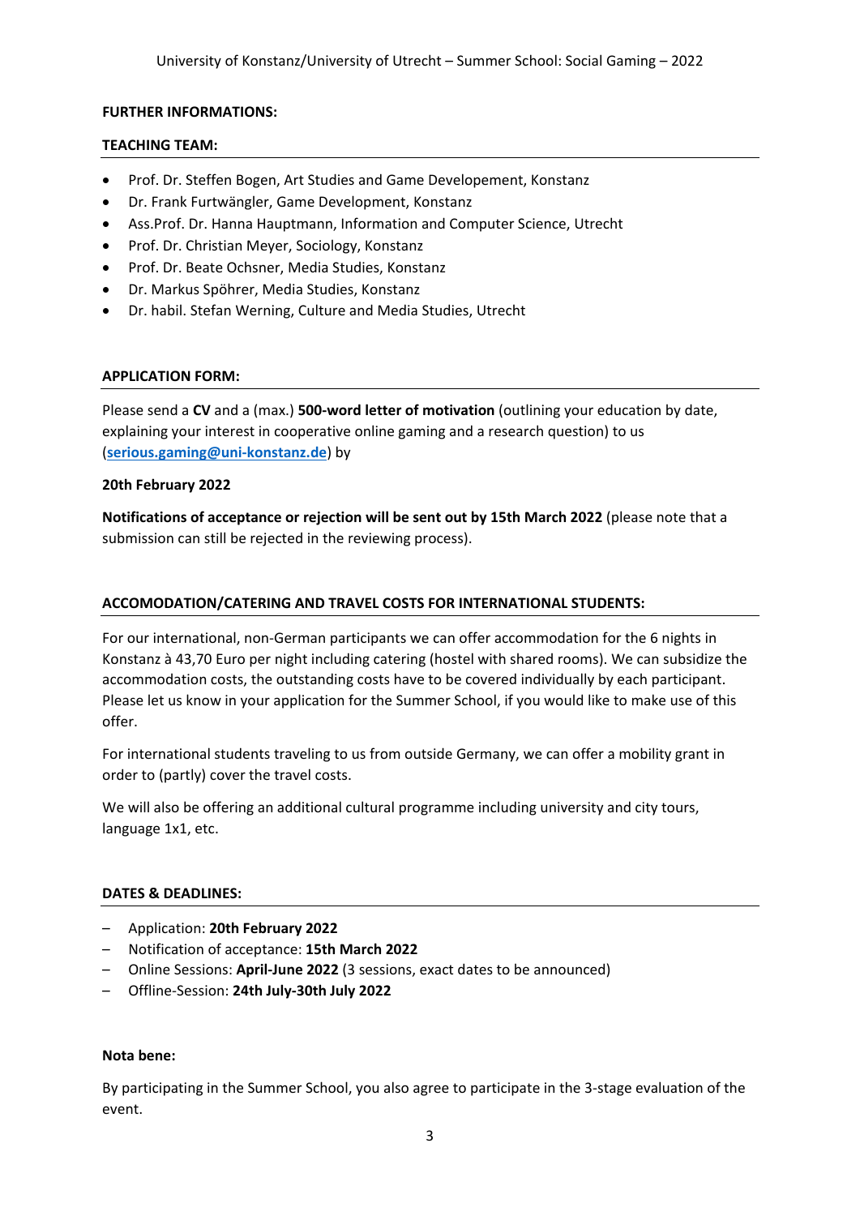**FURTHER INFORMATIONS:**

**TEACHING TEAM:**

- Prof. Dr. Steffen Bogen, Art Studies and Game Developement, Konstanz
- Dr. Frank Furtwängler, Game Development, Konstanz
- Ass.Prof. Dr. Hanna Hauptmann, Information and Computer Science, Utrecht
- Prof. Dr. Christian Meyer, Sociology, Konstanz
- Prof. Dr. Beate Ochsner, Media Studies, Konstanz
- Dr. Markus Spöhrer, Media Studies, Konstanz
- Dr. habil. Stefan Werning, Culture and Media Studies, Utrecht

**APPLICATION FORM:**

Please send a **CV** and a (max.) **500-word letter of motivation** (outlining your education by date, explaining your interest in cooperative online gaming and a research question) to us (**serious.gaming@uni-konstanz.de**) by

**20th February 2022**

**Notifications of acceptance or rejection will be sent out by 15th March 2022** (please note that a submission can still be rejected in the reviewing process).

**ACCOMODATION/CATERING AND TRAVEL COSTS FOR INTERNATIONAL STUDENTS:**

For our international, non-German participants we can offer accommodation for the 6 nights in Konstanz à 43,70 Euro per night including catering (hostel with shared rooms). We can subsidize the accommodation costs, the outstanding costs have to be covered individually by each participant. Please let us know in your application for the Summer School, if you would like to make use of this offer.

For international students traveling to us from outside Germany, we can offer a mobility grant in order to (partly) cover the travel costs.

We will also be offering an additional cultural programme including university and city tours, language 1x1, etc.

**DATES & DEADLINES:**

- Application: **20th February 2022**
- Notification of acceptance: **15th March 2022**
- Online Sessions: **April-June 2022** (3 sessions, exact dates to be announced)
- Offline-Session: **24th July-30th July 2022**

**Nota bene:**

By participating in the Summer School, you also agree to participate in the 3-stage evaluation of the event.